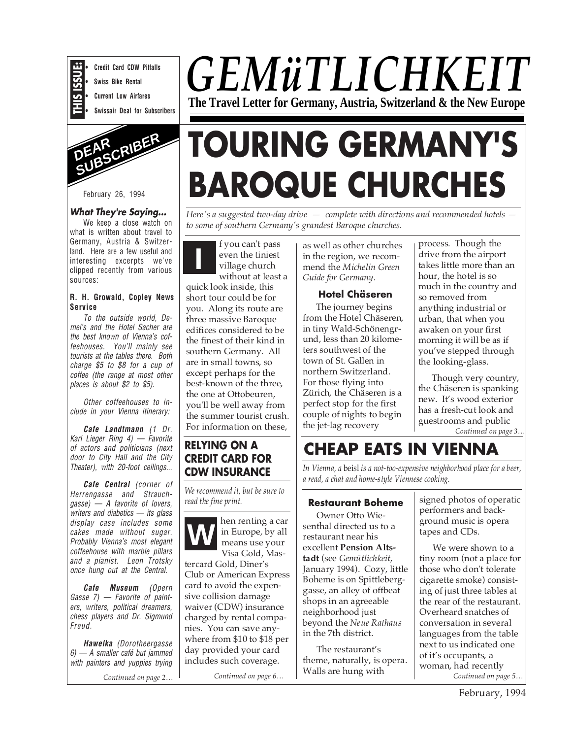**THIS ISSUE:**
- Credit Card CDW Pitfalls
- Swiss Bike Rental
- Current Low Airfares
- Swissair Deal for Subscribers

# GEMüTLICHKEIT

**The Travel Letter for Germany, Austria, Switzerland & the New Europe**

## DEAR SUBSCRIBER

February 26, 1994

### *What They're Saying...*

We keep a close watch on what is written about travel to Germany, Austria & Switzerland. Here are a few useful and interesting excerpts we've clipped recently from various sources:

**R. H. Growald, Copley News Service**

*To the outside world, Demel's and the Hotel Sacher are the best known of Vienna's coffeehouses. You'll mainly see tourists at the tables there. Both charge $5 to $8 for a cup of coffee (the range at most other places is about $2 to $5).*

*Other coffeehouses to include in your Vienna itinerary:*

***Cafe Landtmann** (1 Dr. Karl Lieger Ring 4) — Favorite of actors and politicians (next door to City Hall and the City Theater), with 20-foot ceilings...*

***Cafe Central** (corner of Herrengasse and Strauchgasse) — A favorite of lovers, writers and diabetics — its glass display case includes some cakes made without sugar. Probably Vienna's most elegant coffeehouse with marble pillars and a pianist. Leon Trotsky once hung out at the Central.*

***Cafe Museum** (Opern Gasse 7) — Favorite of painters, writers, political dreamers, chess players and Dr. Sigmund Freud.*

***Hawelka** (Dorotheergasse 6) — A smaller café but jammed with painters and yuppies trying*

*Continued on page 2…*

# TOURING GERMANY'S BAROQUE CHURCHES

*Here's a suggested two-day drive — complete with directions and recommended hotels — to some of southern Germany's grandest Baroque churches.*

If you can't pass even the tiniest village church without at least a quick look inside, this short tour could be for you. Along its route are three massive Baroque edifices considered to be the finest of their kind in southern Germany. All are in small towns, so except perhaps for the best-known of the three, the one at Ottobeuren, you'll be well away from the summer tourist crush. For information on these, as well as other churches in the region, we recommend the *Michelin Green Guide for Germany.*

### Hotel Chäseren

The journey begins from the Hotel Chäseren, in tiny Wald-Schönengrund, less than 20 kilometers southwest of the town of St. Gallen in northern Switzerland. For those flying into Zürich, the Chäseren is a perfect stop for the first couple of nights to begin the jet-lag recovery process. Though the drive from the airport takes little more than an hour, the hotel is so much in the country and so removed from anything industrial or urban, that when you awaken on your first morning it will be as if you've stepped through the looking-glass.

Though very country, the Chäseren is spanking new. It's wood exterior has a fresh-cut look and guestrooms and public

*Continued on page 3…*

## RELYING ON A CREDIT CARD FOR CDW INSURANCE

*We recommend it, but be sure to read the fine print.*

When renting a car in Europe, by all means use your Visa Gold, Mastercard Gold, Diner's Club or American Express card to avoid the expensive collision damage waiver (CDW) insurance charged by rental companies. You can save anywhere from $10 to $18 per day provided your card includes such coverage.

*Continued on page 6…*

## CHEAP EATS IN VIENNA

*In Vienna, a* beisl *is a not-too-expensive neighborhood place for a beer, a read, a chat and home-style Viennese cooking.*

### Restaurant Boheme

Owner Otto Wiesenthal directed us to a restaurant near his excellent **Pension Altstadt** (see *Gemütlichkeit*, January 1994). Cozy, little Boheme is on Spittleberggasse, an alley of offbeat shops in an agreeable neighborhood just beyond the *Neue Rathaus* in the 7th district.

The restaurant's theme, naturally, is opera. Walls are hung with signed photos of operatic performers and background music is opera tapes and CDs.

We were shown to a tiny room (not a place for those who don't tolerate cigarette smoke) consisting of just three tables at the rear of the restaurant. Overheard snatches of conversation in several languages from the table next to us indicated one of it's occupants, a woman, had recently

*Continued on page 5…*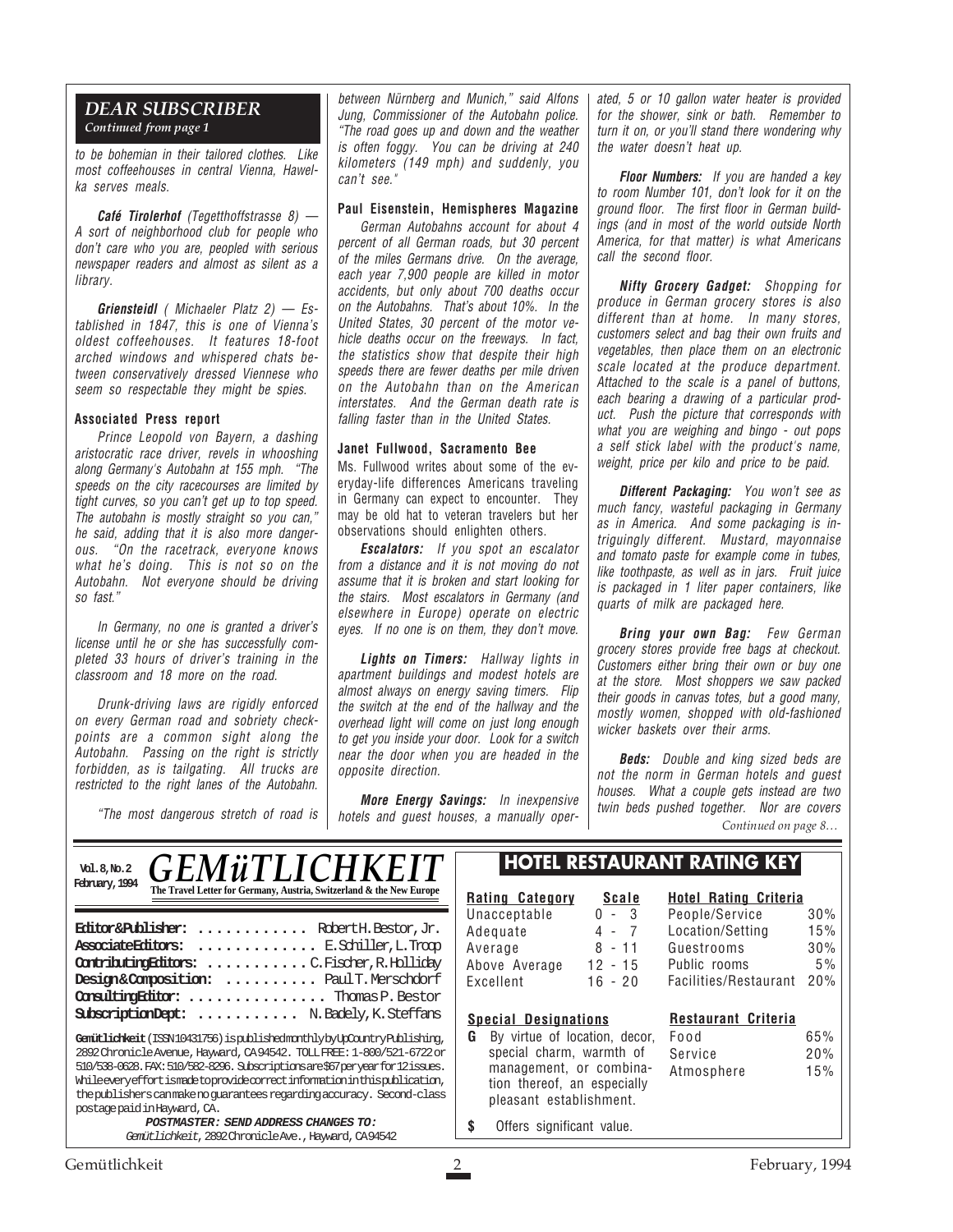## DEAR SUBSCRIBER

*Continued from page 1*

*to be bohemian in their tailored clothes. Like most coffeehouses in central Vienna, Hawelka serves meals.*

***Café Tirolerhof*** *(Tegetthoffstrasse 8) — A sort of neighborhood club for people who don't care who you are, peopled with serious newspaper readers and almost as silent as a library.*

***Griensteidl*** *( Michaeler Platz 2) — Established in 1847, this is one of Vienna's oldest coffeehouses. It features 18-foot arched windows and whispered chats between conservatively dressed Viennese who seem so respectable they might be spies.*

**Associated Press report**

*Prince Leopold von Bayern, a dashing aristocratic race driver, revels in whooshing along Germany's Autobahn at 155 mph. "The speeds on the city racecourses are limited by tight curves, so you can't get up to top speed. The autobahn is mostly straight so you can," he said, adding that it is also more dangerous. "On the racetrack, everyone knows what he's doing. This is not so on the Autobahn. Not everyone should be driving so fast."*

*In Germany, no one is granted a driver's license until he or she has successfully completed 33 hours of driver's training in the classroom and 18 more on the road.*

*Drunk-driving laws are rigidly enforced on every German road and sobriety checkpoints are a common sight along the Autobahn. Passing on the right is strictly forbidden, as is tailgating. All trucks are restricted to the right lanes of the Autobahn.*

*"The most dangerous stretch of road is between Nürnberg and Munich," said Alfons Jung, Commissioner of the Autobahn police. "The road goes up and down and the weather is often foggy. You can be driving at 240 kilometers (149 mph) and suddenly, you can't see."*

**Paul Eisenstein, Hemispheres Magazine**

*German Autobahns account for about 4 percent of all German roads, but 30 percent of the miles Germans drive. On the average, each year 7,900 people are killed in motor accidents, but only about 700 deaths occur on the Autobahns. That's about 10%. In the United States, 30 percent of the motor vehicle deaths occur on the freeways. In fact, the statistics show that despite their high speeds there are fewer deaths per mile driven on the Autobahn than on the American interstates. And the German death rate is falling faster than in the United States.*

**Janet Fullwood, Sacramento Bee**

Ms. Fullwood writes about some of the everyday-life differences Americans traveling in Germany can expect to encounter. They may be old hat to veteran travelers but her observations should enlighten others.

***Escalators:*** *If you spot an escalator from a distance and it is not moving do not assume that it is broken and start looking for the stairs. Most escalators in Germany (and elsewhere in Europe) operate on electric eyes. If no one is on them, they don't move.*

***Lights on Timers:*** *Hallway lights in apartment buildings and modest hotels are almost always on energy saving timers. Flip the switch at the end of the hallway and the overhead light will come on just long enough to get you inside your door. Look for a switch near the door when you are headed in the opposite direction.*

***More Energy Savings:*** *In inexpensive hotels and guest houses, a manually operated, 5 or 10 gallon water heater is provided for the shower, sink or bath. Remember to turn it on, or you'll stand there wondering why the water doesn't heat up.*

***Floor Numbers:*** *If you are handed a key to room Number 101, don't look for it on the ground floor. The first floor in German buildings (and in most of the world outside North America, for that matter) is what Americans call the second floor.*

***Nifty Grocery Gadget:*** *Shopping for produce in German grocery stores is also different than at home. In many stores, customers select and bag their own fruits and vegetables, then place them on an electronic scale located at the produce department. Attached to the scale is a panel of buttons, each bearing a drawing of a particular product. Push the picture that corresponds with what you are weighing and bingo - out pops a self stick label with the product's name, weight, price per kilo and price to be paid.*

***Different Packaging:*** *You won't see as much fancy, wasteful packaging in Germany as in America. And some packaging is intriguingly different. Mustard, mayonnaise and tomato paste for example come in tubes, like toothpaste, as well as in jars. Fruit juice is packaged in 1 liter paper containers, like quarts of milk are packaged here.*

***Bring your own Bag:*** *Few German grocery stores provide free bags at checkout. Customers either bring their own or buy one at the store. Most shoppers we saw packed their goods in canvas totes, but a good many, mostly women, shopped with old-fashioned wicker baskets over their arms.*

***Beds:*** *Double and king sized beds are not the norm in German hotels and guest houses. What a couple gets instead are two twin beds pushed together. Nor are covers*

*Continued on page 8…*

---

Vol. 8, No. 2
February, 1994

# GEMüTLICHKEIT

**The Travel Letter for Germany, Austria, Switzerland & the New Europe**

**Editor & Publisher:** Robert H. Bestor, Jr.
**Associate Editors:** E. Schiller, L. Troop
**Contributing Editors:** C. Fischer, R. Holliday
**Design & Composition:** Paul T. Merschdorf
**Consulting Editor:** Thomas P. Bestor
**Subscription Dept:** N. Badely, K. Steffans

**Gemütlichkeit** (ISSN 10431756) is published monthly by UpCountry Publishing, 2892 Chronicle Avenue, Hayward, CA 94542. TOLL FREE: 1-800/521-6722 or 510/538-0628. FAX: 510/582-8296. Subscriptions are $67 per year for 12 issues. While every effort is made to provide correct information in this publication, the publishers can make no guarantees regarding accuracy. Second-class postage paid in Hayward, CA.

**POSTMASTER: SEND ADDRESS CHANGES TO:**
Gemütlichkeit, 2892 Chronicle Ave., Hayward, CA 94542

## HOTEL RESTAURANT RATING KEY

| Rating Category | Scale |
|---|---|
| Unacceptable | 0 - 3 |
| Adequate | 4 - 7 |
| Average | 8 - 11 |
| Above Average | 12 - 15 |
| Excellent | 16 - 20 |

| Hotel Rating Criteria | |
|---|---|
| People/Service | 30% |
| Location/Setting | 15% |
| Guestrooms | 30% |
| Public rooms | 5% |
| Facilities/Restaurant | 20% |

**Special Designations**

**G** By virtue of location, decor, special charm, warmth of management, or combination thereof, an especially pleasant establishment.

**$** Offers significant value.

| Restaurant Criteria | |
|---|---|
| Food | 65% |
| Service | 20% |
| Atmosphere | 15% |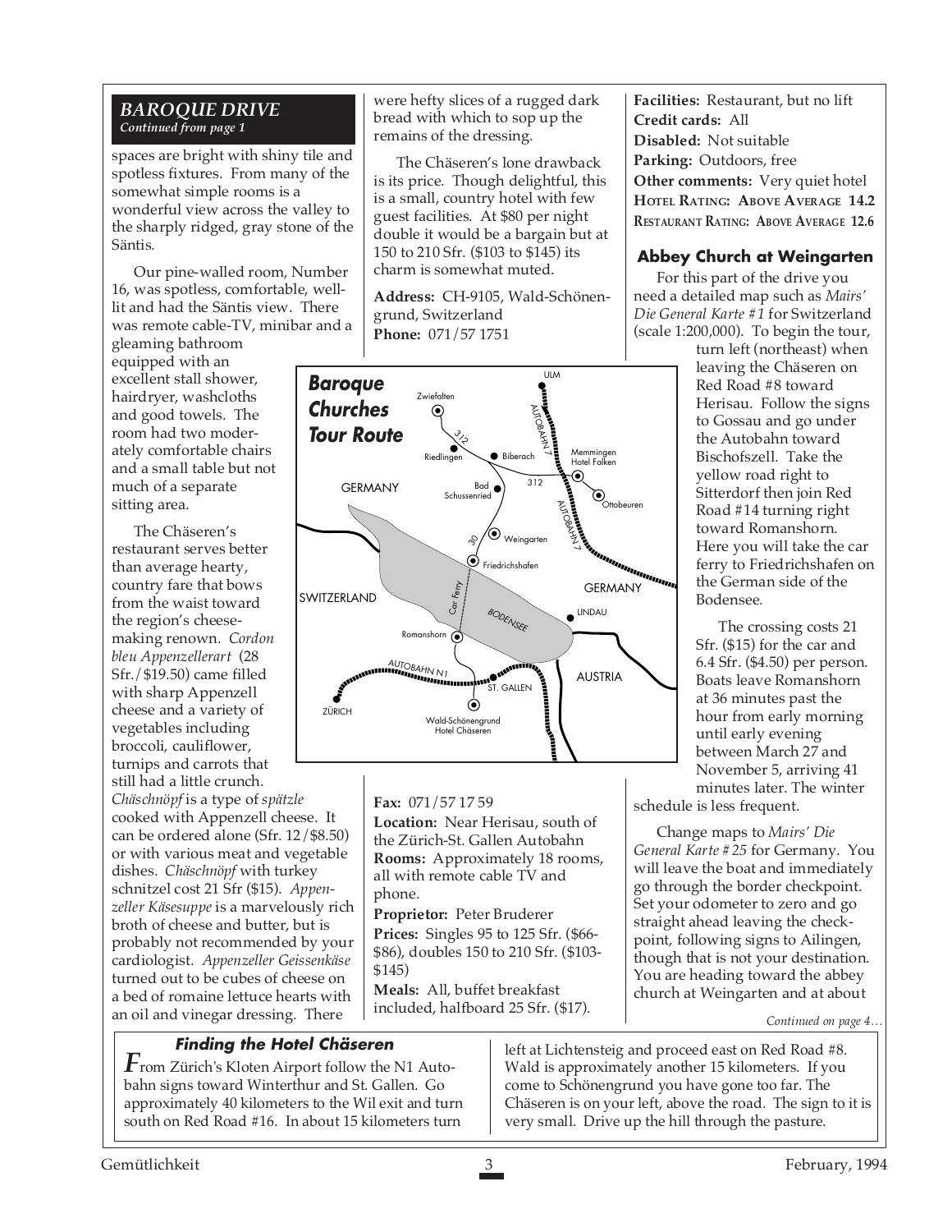## BAROQUE DRIVE

*Continued from page 1*

spaces are bright with shiny tile and spotless fixtures. From many of the somewhat simple rooms is a wonderful view across the valley to the sharply ridged, gray stone of the Säntis.

Our pine-walled room, Number 16, was spotless, comfortable, well-lit and had the Säntis view. There was remote cable-TV, minibar and a gleaming bathroom equipped with an excellent stall shower, hairdryer, washcloths and good towels. The room had two moderately comfortable chairs and a small table but not much of a separate sitting area.

The Chäseren's restaurant serves better than average hearty, country fare that bows from the waist toward the region's cheese-making renown. *Cordon bleu Appenzellerart* (28 Sfr./$19.50) came filled with sharp Appenzell cheese and a variety of vegetables including broccoli, cauliflower, turnips and carrots that still had a little crunch. *Chäschnöpf* is a type of *spätzle* cooked with Appenzell cheese. It can be ordered alone (Sfr. 12/$8.50) or with various meat and vegetable dishes. *Chäschnöpf* with turkey schnitzel cost 21 Sfr ($15). *Appenzeller Käsesuppe* is a marvelously rich broth of cheese and butter, but is probably not recommended by your cardiologist. *Appenzeller Geissenkäse* turned out to be cubes of cheese on a bed of romaine lettuce hearts with an oil and vinegar dressing. There were hefty slices of a rugged dark bread with which to sop up the remains of the dressing.

The Chäseren's lone drawback is its price. Though delightful, this is a small, country hotel with few guest facilities. At $80 per night double it would be a bargain but at 150 to 210 Sfr. ($103 to $145) its charm is somewhat muted.

**Address:** CH-9105, Wald-Schönengrund, Switzerland
**Phone:** 071/57 1751
**Fax:** 071/57 17 59
**Location:** Near Herisau, south of the Zürich-St. Gallen Autobahn
**Rooms:** Approximately 18 rooms, all with remote cable TV and phone.
**Proprietor:** Peter Bruderer
**Prices:** Singles 95 to 125 Sfr. ($66-$86), doubles 150 to 210 Sfr. ($103-$145)
**Meals:** All, buffet breakfast included, halfboard 25 Sfr. ($17).
**Facilities:** Restaurant, but no lift
**Credit cards:** All
**Disabled:** Not suitable
**Parking:** Outdoors, free
**Other comments:** Very quiet hotel
**HOTEL RATING: ABOVE AVERAGE 14.2**
**RESTAURANT RATING: ABOVE AVERAGE 12.6**

**Baroque Churches Tour Route**

Zwiefalten, Riedlingen, Biberach, Bad Schussenried, Weingarten, Friedrichshafen, Ulm, Memmingen Hotel Falken, Ottobeuren, Lindau, Romanshorn, St. Gallen, Zürich, Wald-Schönengrund Hotel Chäseren; Germany, Switzerland, Austria; Bodensee; Car Ferry; Autobahn 7; Autobahn N1; 312; 30

### Abbey Church at Weingarten

For this part of the drive you need a detailed map such as *Mairs' Die General Karte #1* for Switzerland (scale 1:200,000). To begin the tour, turn left (northeast) when leaving the Chäseren on Red Road #8 toward Herisau. Follow the signs to Gossau and go under the Autobahn toward Bischofszell. Take the yellow road right to Sitterdorf then join Red Road #14 turning right toward Romanshorn. Here you will take the car ferry to Friedrichshafen on the German side of the Bodensee.

The crossing costs 21 Sfr. ($15) for the car and 6.4 Sfr. ($4.50) per person. Boats leave Romanshorn at 36 minutes past the hour from early morning until early evening between March 27 and November 5, arriving 41 minutes later. The winter schedule is less frequent.

Change maps to *Mairs' Die General Karte # 25* for Germany. You will leave the boat and immediately go through the border checkpoint. Set your odometer to zero and go straight ahead leaving the checkpoint, following signs to Ailingen, though that is not your destination. You are heading toward the abbey church at Weingarten and at about

*Continued on page 4…*

### Finding the Hotel Chäseren

From Zürich's Kloten Airport follow the N1 Autobahn signs toward Winterthur and St. Gallen. Go approximately 40 kilometers to the Wil exit and turn south on Red Road #16. In about 15 kilometers turn left at Lichtensteig and proceed east on Red Road #8. Wald is approximately another 15 kilometers. If you come to Schönengrund you have gone too far. The Chäseren is on your left, above the road. The sign to it is very small. Drive up the hill through the pasture.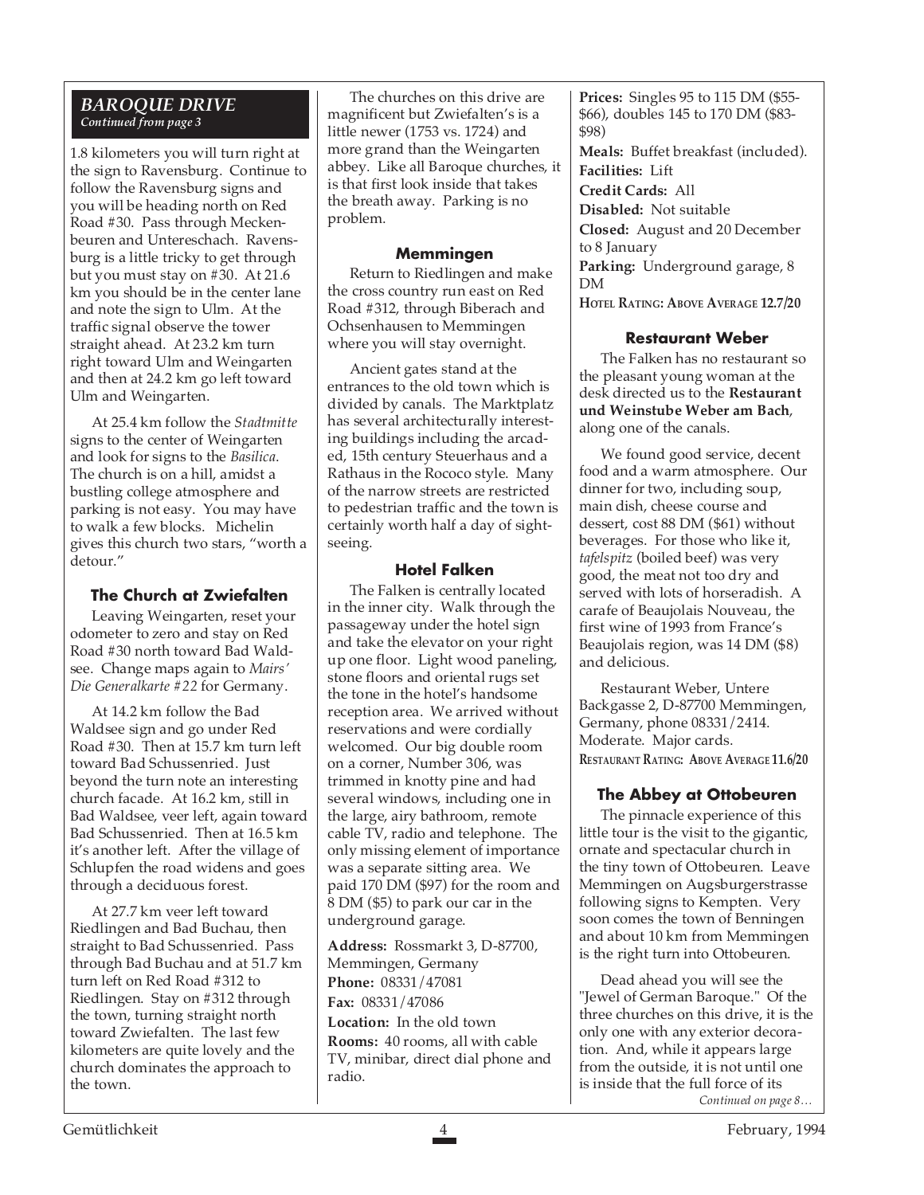## BAROQUE DRIVE

*Continued from page 3*

1.8 kilometers you will turn right at the sign to Ravensburg. Continue to follow the Ravensburg signs and you will be heading north on Red Road #30. Pass through Meckenbeuren and Untereschach. Ravensburg is a little tricky to get through but you must stay on #30. At 21.6 km you should be in the center lane and note the sign to Ulm. At the traffic signal observe the tower straight ahead. At 23.2 km turn right toward Ulm and Weingarten and then at 24.2 km go left toward Ulm and Weingarten.

At 25.4 km follow the *Stadtmitte* signs to the center of Weingarten and look for signs to the *Basilica*. The church is on a hill, amidst a bustling college atmosphere and parking is not easy. You may have to walk a few blocks. Michelin gives this church two stars, "worth a detour."

### The Church at Zwiefalten

Leaving Weingarten, reset your odometer to zero and stay on Red Road #30 north toward Bad Waldsee. Change maps again to *Mairs' Die Generalkarte #22* for Germany.

At 14.2 km follow the Bad Waldsee sign and go under Red Road #30. Then at 15.7 km turn left toward Bad Schussenried. Just beyond the turn note an interesting church facade. At 16.2 km, still in Bad Waldsee, veer left, again toward Bad Schussenried. Then at 16.5 km it's another left. After the village of Schlupfen the road widens and goes through a deciduous forest.

At 27.7 km veer left toward Riedlingen and Bad Buchau, then straight to Bad Schussenried. Pass through Bad Buchau and at 51.7 km turn left on Red Road #312 to Riedlingen. Stay on #312 through the town, turning straight north toward Zwiefalten. The last few kilometers are quite lovely and the church dominates the approach to the town.

The churches on this drive are magnificent but Zwiefalten's is a little newer (1753 vs. 1724) and more grand than the Weingarten abbey. Like all Baroque churches, it is that first look inside that takes the breath away. Parking is no problem.

### Memmingen

Return to Riedlingen and make the cross country run east on Red Road #312, through Biberach and Ochsenhausen to Memmingen where you will stay overnight.

Ancient gates stand at the entrances to the old town which is divided by canals. The Marktplatz has several architecturally interesting buildings including the arcaded, 15th century Steuerhaus and a Rathaus in the Rococo style. Many of the narrow streets are restricted to pedestrian traffic and the town is certainly worth half a day of sightseeing.

### Hotel Falken

The Falken is centrally located in the inner city. Walk through the passageway under the hotel sign and take the elevator on your right up one floor. Light wood paneling, stone floors and oriental rugs set the tone in the hotel's handsome reception area. We arrived without reservations and were cordially welcomed. Our big double room on a corner, Number 306, was trimmed in knotty pine and had several windows, including one in the large, airy bathroom, remote cable TV, radio and telephone. The only missing element of importance was a separate sitting area. We paid 170 DM ($97) for the room and 8 DM ($5) to park our car in the underground garage.

**Address:** Rossmarkt 3, D-87700, Memmingen, Germany
**Phone:** 08331/47081
**Fax:** 08331/47086
**Location:** In the old town
**Rooms:** 40 rooms, all with cable TV, minibar, direct dial phone and radio.
**Prices:** Singles 95 to 115 DM ($55-$66), doubles 145 to 170 DM ($83-$98)
**Meals:** Buffet breakfast (included).
**Facilities:** Lift
**Credit Cards:** All
**Disabled:** Not suitable
**Closed:** August and 20 December to 8 January
**Parking:** Underground garage, 8 DM
**HOTEL RATING: ABOVE AVERAGE 12.7/20**

### Restaurant Weber

The Falken has no restaurant so the pleasant young woman at the desk directed us to the **Restaurant und Weinstube Weber am Bach**, along one of the canals.

We found good service, decent food and a warm atmosphere. Our dinner for two, including soup, main dish, cheese course and dessert, cost 88 DM ($61) without beverages. For those who like it, *tafelspitz* (boiled beef) was very good, the meat not too dry and served with lots of horseradish. A carafe of Beaujolais Nouveau, the first wine of 1993 from France's Beaujolais region, was 14 DM ($8) and delicious.

Restaurant Weber, Untere Backgasse 2, D-87700 Memmingen, Germany, phone 08331/2414. Moderate. Major cards.
**RESTAURANT RATING: ABOVE AVERAGE 11.6/20**

### The Abbey at Ottobeuren

The pinnacle experience of this little tour is the visit to the gigantic, ornate and spectacular church in the tiny town of Ottobeuren. Leave Memmingen on Augsburgerstrasse following signs to Kempten. Very soon comes the town of Benningen and about 10 km from Memmingen is the right turn into Ottobeuren.

Dead ahead you will see the "Jewel of German Baroque." Of the three churches on this drive, it is the only one with any exterior decoration. And, while it appears large from the outside, it is not until one is inside that the full force of its

*Continued on page 8…*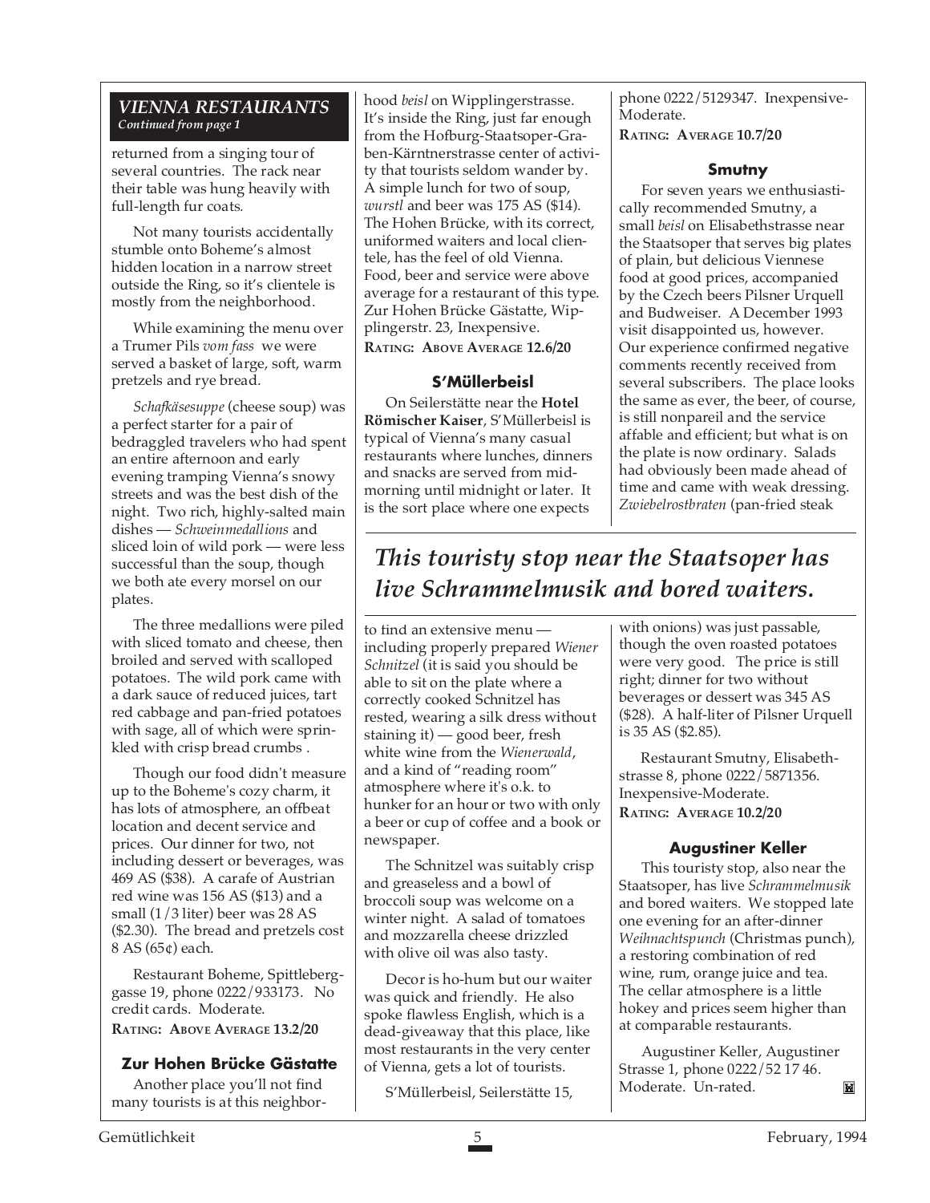*VIENNA RESTAURANTS*
*Continued from page 1*

returned from a singing tour of several countries. The rack near their table was hung heavily with full-length fur coats.

Not many tourists accidentally stumble onto Boheme's almost hidden location in a narrow street outside the Ring, so it's clientele is mostly from the neighborhood.

While examining the menu over a Trumer Pils *vom fass* we were served a basket of large, soft, warm pretzels and rye bread.

*Schafkäsesuppe* (cheese soup) was a perfect starter for a pair of bedraggled travelers who had spent an entire afternoon and early evening tramping Vienna's snowy streets and was the best dish of the night. Two rich, highly-salted main dishes — *Schweinmedallions* and sliced loin of wild pork — were less successful than the soup, though we both ate every morsel on our plates.

The three medallions were piled with sliced tomato and cheese, then broiled and served with scalloped potatoes. The wild pork came with a dark sauce of reduced juices, tart red cabbage and pan-fried potatoes with sage, all of which were sprinkled with crisp bread crumbs .

Though our food didn't measure up to the Boheme's cozy charm, it has lots of atmosphere, an offbeat location and decent service and prices. Our dinner for two, not including dessert or beverages, was 469 AS ($38). A carafe of Austrian red wine was 156 AS ($13) and a small (1/3 liter) beer was 28 AS ($2.30). The bread and pretzels cost 8 AS (65¢) each.

Restaurant Boheme, Spittelberggasse 19, phone 0222/933173. No credit cards. Moderate.
**RATING: ABOVE AVERAGE 13.2/20**

### Zur Hohen Brücke Gästatte

Another place you'll not find many tourists is at this neighborhood *beisl* on Wipplingerstrasse. It's inside the Ring, just far enough from the Hofburg-Staatsoper-Graben-Kärntnerstrasse center of activity that tourists seldom wander by. A simple lunch for two of soup, *wurstl* and beer was 175 AS ($14). The Hohen Brücke, with its correct, uniformed waiters and local clientele, has the feel of old Vienna. Food, beer and service were above average for a restaurant of this type. Zur Hohen Brücke Gästatte, Wipplingerstr. 23, Inexpensive.
**RATING: ABOVE AVERAGE 12.6/20**

### S'Müllerbeisl

On Seilerstätte near the **Hotel Römischer Kaiser**, S'Müllerbeisl is typical of Vienna's many casual restaurants where lunches, dinners and snacks are served from mid-morning until midnight or later. It is the sort place where one expects to find an extensive menu — including properly prepared *Wiener Schnitzel* (it is said you should be able to sit on the plate where a correctly cooked Schnitzel has rested, wearing a silk dress without staining it) — good beer, fresh white wine from the *Wienerwald*, and a kind of "reading room" atmosphere where it's o.k. to hunker for an hour or two with only a beer or cup of coffee and a book or newspaper.

The Schnitzel was suitably crisp and greaseless and a bowl of broccoli soup was welcome on a winter night. A salad of tomatoes and mozzarella cheese drizzled with olive oil was also tasty.

Decor is ho-hum but our waiter was quick and friendly. He also spoke flawless English, which is a dead-giveaway that this place, like most restaurants in the very center of Vienna, gets a lot of tourists.

S'Müllerbeisl, Seilerstätte 15, phone 0222/5129347. Inexpensive-Moderate.
**RATING: AVERAGE 10.7/20**

### Smutny

For seven years we enthusiastically recommended Smutny, a small *beisl* on Elisabethstrasse near the Staatsoper that serves big plates of plain, but delicious Viennese food at good prices, accompanied by the Czech beers Pilsner Urquell and Budweiser. A December 1993 visit disappointed us, however. Our experience confirmed negative comments recently received from several subscribers. The place looks the same as ever, the beer, of course, is still nonpareil and the service affable and efficient; but what is on the plate is now ordinary. Salads had obviously been made ahead of time and came with weak dressing. *Zwiebelrostbraten* (pan-fried steak with onions) was just passable, though the oven roasted potatoes were very good. The price is still right; dinner for two without beverages or dessert was 345 AS ($28). A half-liter of Pilsner Urquell is 35 AS ($2.85).

Restaurant Smutny, Elisabethstrasse 8, phone 0222/5871356. Inexpensive-Moderate.
**RATING: AVERAGE 10.2/20**

***This touristy stop near the Staatsoper has live Schrammelmusik and bored waiters.***

### Augustiner Keller

This touristy stop, also near the Staatsoper, has live *Schrammelmusik* and bored waiters. We stopped late one evening for an after-dinner *Weihnachtspunch* (Christmas punch), a restoring combination of red wine, rum, orange juice and tea. The cellar atmosphere is a little hokey and prices seem higher than at comparable restaurants.

Augustiner Keller, Augustiner Strasse 1, phone 0222/52 17 46. Moderate. Un-rated.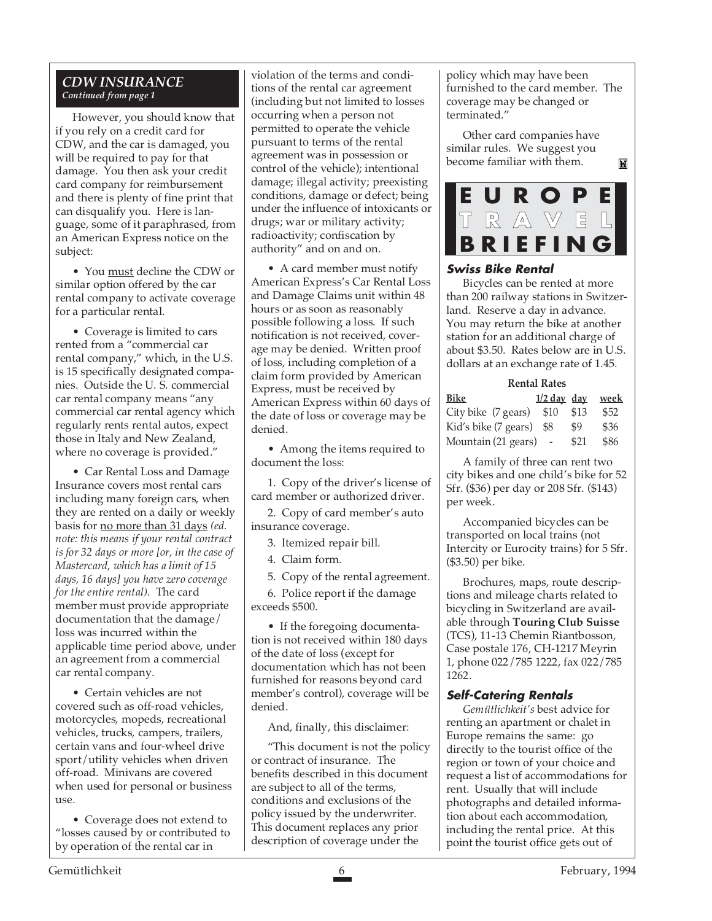## CDW INSURANCE

*Continued from page 1*

However, you should know that if you rely on a credit card for CDW, and the car is damaged, you will be required to pay for that damage. You then ask your credit card company for reimbursement and there is plenty of fine print that can disqualify you. Here is language, some of it paraphrased, from an American Express notice on the subject:

• You <u>must</u> decline the CDW or similar option offered by the car rental company to activate coverage for a particular rental.

• Coverage is limited to cars rented from a "commercial car rental company," which, in the U.S. is 15 specifically designated companies. Outside the U. S. commercial car rental company means "any commercial car rental agency which regularly rents rental autos, expect those in Italy and New Zealand, where no coverage is provided."

• Car Rental Loss and Damage Insurance covers most rental cars including many foreign cars, when they are rented on a daily or weekly basis for <u>no more than 31 days</u> *(ed. note: this means if your rental contract is for 32 days or more [or, in the case of Mastercard, which has a limit of 15 days, 16 days] you have zero coverage for the entire rental).* The card member must provide appropriate documentation that the damage/loss was incurred within the applicable time period above, under an agreement from a commercial car rental company.

• Certain vehicles are not covered such as off-road vehicles, motorcycles, mopeds, recreational vehicles, trucks, campers, trailers, certain vans and four-wheel drive sport/utility vehicles when driven off-road. Minivans are covered when used for personal or business use.

• Coverage does not extend to "losses caused by or contributed to by operation of the rental car in violation of the terms and conditions of the rental car agreement (including but not limited to losses occurring when a person not permitted to operate the vehicle pursuant to terms of the rental agreement was in possession or control of the vehicle); intentional damage; illegal activity; preexisting conditions, damage or defect; being under the influence of intoxicants or drugs; war or military activity; radioactivity; confiscation by authority" and on and on.

• A card member must notify American Express's Car Rental Loss and Damage Claims unit within 48 hours or as soon as reasonably possible following a loss. If such notification is not received, coverage may be denied. Written proof of loss, including completion of a claim form provided by American Express, must be received by American Express within 60 days of the date of loss or coverage may be denied.

• Among the items required to document the loss:

1. Copy of the driver's license of card member or authorized driver.
2. Copy of card member's auto insurance coverage.
3. Itemized repair bill.
4. Claim form.
5. Copy of the rental agreement.
6. Police report if the damage exceeds $500.

• If the foregoing documentation is not received within 180 days of the date of loss (except for documentation which has not been furnished for reasons beyond card member's control), coverage will be denied.

And, finally, this disclaimer:

"This document is not the policy or contract of insurance. The benefits described in this document are subject to all of the terms, conditions and exclusions of the policy issued by the underwriter. This document replaces any prior description of coverage under the policy which may have been furnished to the card member. The coverage may be changed or terminated."

Other card companies have similar rules. We suggest you become familiar with them.

## EUROPE TRAVEL BRIEFING

### Swiss Bike Rental

Bicycles can be rented at more than 200 railway stations in Switzerland. Reserve a day in advance. You may return the bike at another station for an additional charge of about $3.50. Rates below are in U.S. dollars at an exchange rate of 1.45.

**Rental Rates**

| Bike | 1/2 day | day | week |
|---|---|---|---|
| City bike (7 gears) | $10 | $13 | $52 |
| Kid's bike (7 gears) | $8 | $9 | $36 |
| Mountain (21 gears) | - | $21 | $86 |

A family of three can rent two city bikes and one child's bike for 52 Sfr. ($36) per day or 208 Sfr. ($143) per week.

Accompanied bicycles can be transported on local trains (not Intercity or Eurocity trains) for 5 Sfr. ($3.50) per bike.

Brochures, maps, route descriptions and mileage charts related to bicycling in Switzerland are available through **Touring Club Suisse** (TCS), 11-13 Chemin Riantbosson, Case postale 176, CH-1217 Meyrin 1, phone 022/785 1222, fax 022/785 1262.

### Self-Catering Rentals

*Gemütlichkeit's* best advice for renting an apartment or chalet in Europe remains the same: go directly to the tourist office of the region or town of your choice and request a list of accommodations for rent. Usually that will include photographs and detailed information about each accommodation, including the rental price. At this point the tourist office gets out of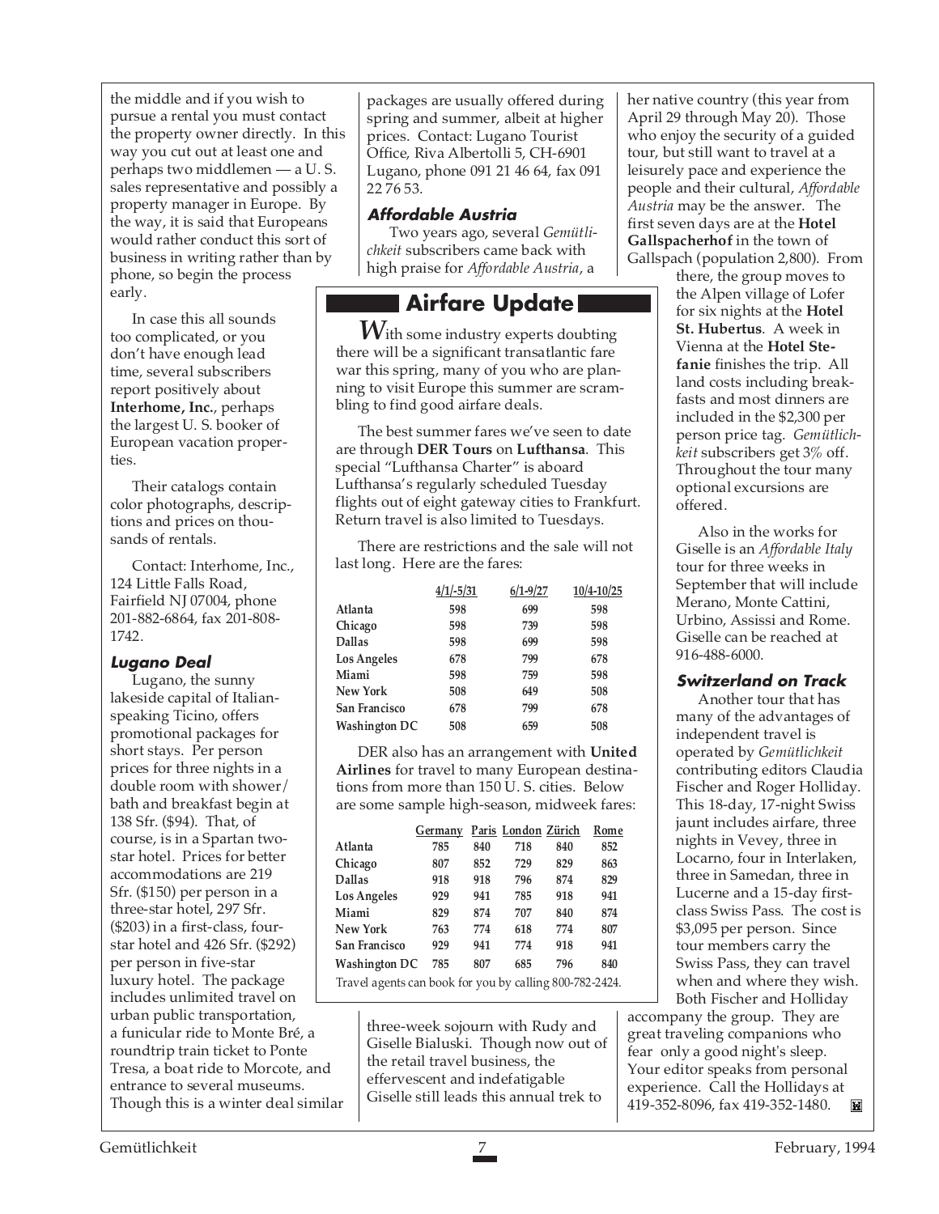the middle and if you wish to pursue a rental you must contact the property owner directly. In this way you cut out at least one and perhaps two middlemen — a U. S. sales representative and possibly a property manager in Europe. By the way, it is said that Europeans would rather conduct this sort of business in writing rather than by phone, so begin the process early.

In case this all sounds too complicated, or you don't have enough lead time, several subscribers report positively about **Interhome, Inc.**, perhaps the largest U. S. booker of European vacation properties.

Their catalogs contain color photographs, descriptions and prices on thousands of rentals.

Contact: Interhome, Inc., 124 Little Falls Road, Fairfield NJ 07004, phone 201-882-6864, fax 201-808-1742.

### *Lugano Deal*

Lugano, the sunny lakeside capital of Italian-speaking Ticino, offers promotional packages for short stays. Per person prices for three nights in a double room with shower/bath and breakfast begin at 138 Sfr. ($94). That, of course, is in a Spartan two-star hotel. Prices for better accommodations are 219 Sfr. ($150) per person in a three-star hotel, 297 Sfr. ($203) in a first-class, four-star hotel and 426 Sfr. ($292) per person in five-star luxury hotel. The package includes unlimited travel on urban public transportation, a funicular ride to Monte Bré, a roundtrip train ticket to Ponte Tresa, a boat ride to Morcote, and entrance to several museums. Though this is a winter deal similar packages are usually offered during spring and summer, albeit at higher prices. Contact: Lugano Tourist Office, Riva Albertolli 5, CH-6901 Lugano, phone 091 21 46 64, fax 091 22 76 53.

### *Affordable Austria*

Two years ago, several *Gemütlichkeit* subscribers came back with high praise for *Affordable Austria*, a three-week sojourn with Rudy and Giselle Bialuski. Though now out of the retail travel business, the effervescent and indefatigable Giselle still leads this annual trek to her native country (this year from April 29 through May 20). Those who enjoy the security of a guided tour, but still want to travel at a leisurely pace and experience the people and their cultural, *Affordable Austria* may be the answer. The first seven days are at the **Hotel Gallspacherhof** in the town of Gallspach (population 2,800). From there, the group moves to the Alpen village of Lofer for six nights at the **Hotel St. Hubertus**. A week in Vienna at the **Hotel Stefanie** finishes the trip. All land costs including breakfasts and most dinners are included in the $2,300 per person price tag. *Gemütlichkeit* subscribers get 3% off. Throughout the tour many optional excursions are offered.

Also in the works for Giselle is an *Affordable Italy* tour for three weeks in September that will include Merano, Monte Cattini, Urbino, Assissi and Rome. Giselle can be reached at 916-488-6000.

## Airfare Update

*W*ith some industry experts doubting there will be a significant transatlantic fare war this spring, many of you who are planning to visit Europe this summer are scrambling to find good airfare deals.

The best summer fares we've seen to date are through **DER Tours** on **Lufthansa**. This special "Lufthansa Charter" is aboard Lufthansa's regularly scheduled Tuesday flights out of eight gateway cities to Frankfurt. Return travel is also limited to Tuesdays.

There are restrictions and the sale will not last long. Here are the fares:

| | 4/1/-5/31 | 6/1-9/27 | 10/4-10/25 |
|---|---|---|---|
| **Atlanta** | 598 | 699 | 598 |
| **Chicago** | 598 | 739 | 598 |
| **Dallas** | 598 | 699 | 598 |
| **Los Angeles** | 678 | 799 | 678 |
| **Miami** | 598 | 759 | 598 |
| **New York** | 508 | 649 | 508 |
| **San Francisco** | 678 | 799 | 678 |
| **Washington DC** | 508 | 659 | 508 |

DER also has an arrangement with **United Airlines** for travel to many European destinations from more than 150 U. S. cities. Below are some sample high-season, midweek fares:

| | Germany | Paris | London | Zürich | Rome |
|---|---|---|---|---|---|
| **Atlanta** | 785 | 840 | 718 | 840 | 852 |
| **Chicago** | 807 | 852 | 729 | 829 | 863 |
| **Dallas** | 918 | 918 | 796 | 874 | 829 |
| **Los Angeles** | 929 | 941 | 785 | 918 | 941 |
| **Miami** | 829 | 874 | 707 | 840 | 874 |
| **New York** | 763 | 774 | 618 | 774 | 807 |
| **San Francisco** | 929 | 941 | 774 | 918 | 941 |
| **Washington DC** | 785 | 807 | 685 | 796 | 840 |

Travel agents can book for you by calling 800-782-2424.

### *Switzerland on Track*

Another tour that has many of the advantages of independent travel is operated by *Gemütlichkeit* contributing editors Claudia Fischer and Roger Holliday. This 18-day, 17-night Swiss jaunt includes airfare, three nights in Vevey, three in Locarno, four in Interlaken, three in Samedan, three in Lucerne and a 15-day first-class Swiss Pass. The cost is $3,095 per person. Since tour members carry the Swiss Pass, they can travel when and where they wish. Both Fischer and Holliday accompany the group. They are great traveling companions who fear only a good night's sleep. Your editor speaks from personal experience. Call the Hollidays at 419-352-8096, fax 419-352-1480.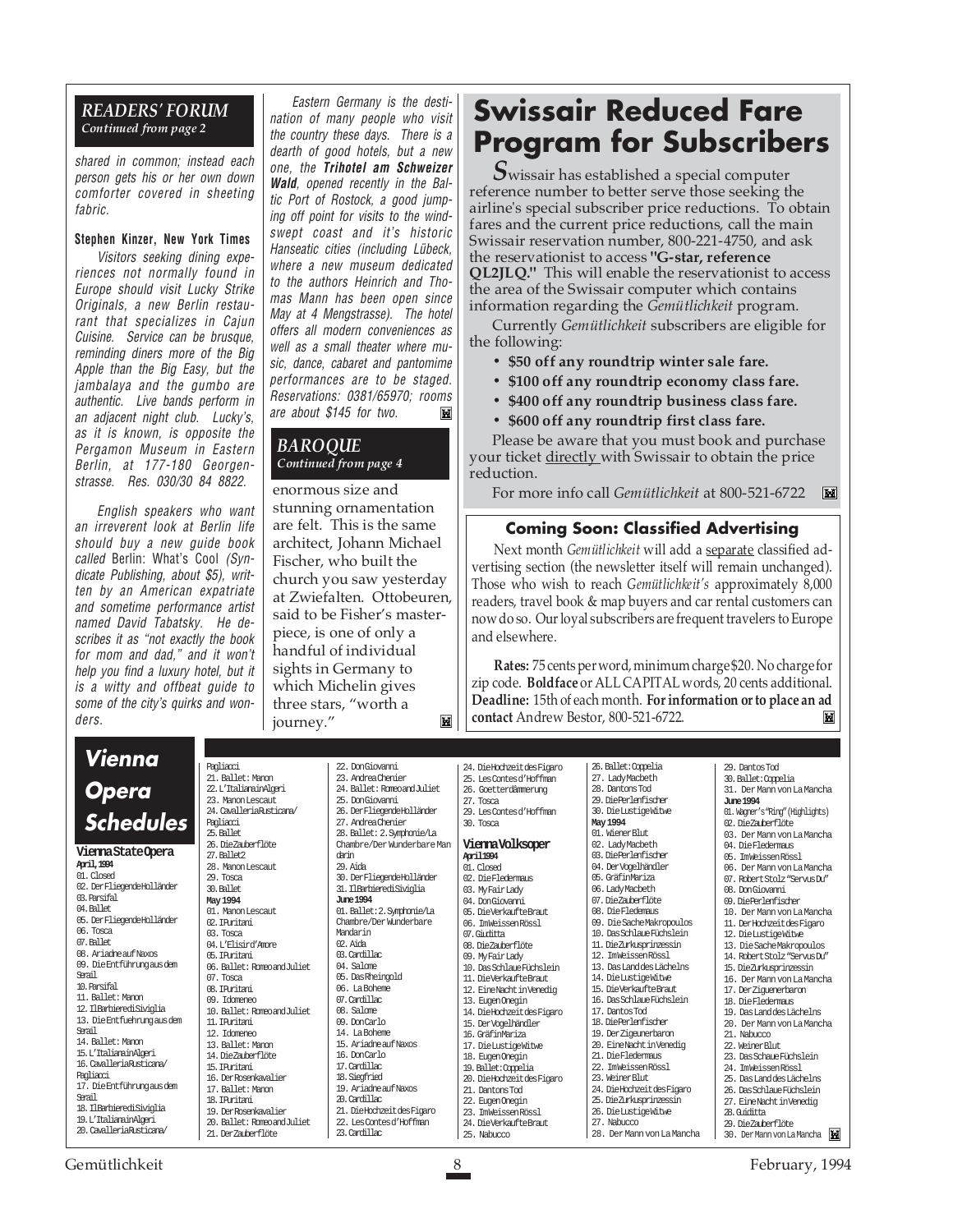## READERS' FORUM

*Continued from page 2*

*shared in common; instead each person gets his or her own down comforter covered in sheeting fabric.*

**Stephen Kinzer, New York Times**

*Visitors seeking dining experiences not normally found in Europe should visit Lucky Strike Originals, a new Berlin restaurant that specializes in Cajun Cuisine. Service can be brusque, reminding diners more of the Big Apple than the Big Easy, but the jambalaya and the gumbo are authentic. Live bands perform in an adjacent night club. Lucky's, as it is known, is opposite the Pergamon Museum in Eastern Berlin, at 177-180 Georgenstrasse. Res. 030/30 84 8822.*

*English speakers who want an irreverent look at Berlin life should buy a new guide book called* Berlin: What's Cool *(Syndicate Publishing, about $5), written by an American expatriate and sometime performance artist named David Tabatsky. He describes it as "not exactly the book for mom and dad," and it won't help you find a luxury hotel, but it is a witty and offbeat guide to some of the city's quirks and wonders.*

*Eastern Germany is the destination of many people who visit the country these days. There is a dearth of good hotels, but a new one, the* ***Trihotel am Schweizer Wald****, opened recently in the Baltic Port of Rostock, a good jumping off point for visits to the windswept coast and it's historic Hanseatic cities (including Lübeck, where a new museum dedicated to the authors Heinrich and Thomas Mann has been open since May at 4 Mengstrasse). The hotel offers all modern conveniences as well as a small theater where music, dance, cabaret and pantomime performances are to be staged. Reservations: 0381/65970; rooms are about $145 for two.*

## BAROQUE

*Continued from page 4*

enormous size and stunning ornamentation are felt. This is the same architect, Johann Michael Fischer, who built the church you saw yesterday at Zwiefalten. Ottobeuren, said to be Fisher's masterpiece, is one of only a handful of individual sights in Germany to which Michelin gives three stars, "worth a journey."

# Swissair Reduced Fare Program for Subscribers

Swissair has established a special computer reference number to better serve those seeking the airline's special subscriber price reductions. To obtain fares and the current price reductions, call the main Swissair reservation number, 800-221-4750, and ask the reservationist to access **"G-star, reference QL2JLQ."** This will enable the reservationist to access the area of the Swissair computer which contains information regarding the *Gemütlichkeit* program.

Currently *Gemütlichkeit* subscribers are eligible for the following:

- **$50 off any roundtrip winter sale fare.**
- **$100 off any roundtrip economy class fare.**
- **$400 off any roundtrip business class fare.**
- **$600 off any roundtrip first class fare.**

Please be aware that you must book and purchase your ticket directly with Swissair to obtain the price reduction.

For more info call *Gemütlichkeit* at 800-521-6722

### Coming Soon: Classified Advertising

Next month *Gemütlichkeit* will add a separate classified advertising section (the newsletter itself will remain unchanged). Those who wish to reach *Gemütlichkeit's* approximately 8,000 readers, travel book & map buyers and car rental customers can now do so. Our loyal subscribers are frequent travelers to Europe and elsewhere.

**Rates:** 75 cents per word, minimum charge $20. No charge for zip code. **Boldface** or ALL CAPITAL words, 20 cents additional. **Deadline:** 15th of each month. **For information or to place an ad contact** Andrew Bestor, 800-521-6722.

## Vienna Opera Schedules

### Vienna State Opera

**April, 1994**

01. Closed
02. Der Fliegende Holländer
03. Parsifal
04. Ballet
05. Der Fliegende Holländer
06. Tosca
07. Ballet
08. Ariadne auf Naxos
09. Die Entführung aus dem Serail
10. Parsifal
11. Ballet: Manon
12. Il Barbiere di Siviglia
13. Die Entfuehrung aus dem Serail
14. Ballet: Manon
15. L'Italiana in Algeri
16. Cavalleria Rusticana/ Pagliacci
17. Die Entführung aus dem Serail
18. Il Barbiere di Siviglia
19. L'Italiana in Algeri
20. Cavalleria Rusticana/ Pagliacci
21. Ballet: Manon
22. L'Italiana in Algeri
23. Manon Lescaut
24. Cavalleria Rusticana/ Pagliacci
25. Ballet
26. Die Zauberflöte
27. Ballet2
28. Manon Lescaut
29. Tosca
30. Ballet

**May 1994**

01. Manon Lescaut
02. I Puritani
03. Tosca
04. L'Elisir d'Amore
05. I Puritani
06. Ballet: Romeo and Juliet
07. Tosca
08. I Puritani
09. Idomeneo
10. Ballet: Romeo and Juliet
11. I Puritani
12. Idomeneo
13. Ballet: Manon
14. Die Zauberflöte
15. I Puritani
16. Der Rosenkavalier
17. Ballet: Manon
18. I Puritani
19. Der Rosenkavalier
20. Ballet: Romeo and Juliet
21. Der Zauberflöte
22. Don Giovanni
23. Andrea Chenier
24. Ballet: Romeo and Juliet
25. Don Giovanni
26. Der Fliegende Holländer
27. Andrea Chenier
28. Ballet: 2. Symphonie/La Chambre/Der Wunderbare Mandarin
29. Aida
30. Der Fliegende Holländer
31. Il Barbiere di Siviglia

**June 1994**

01. Ballet: 2. Symphonie/La Chambre/Der Wunderbare Mandarin
02. Aida
03. Cardillac
04. Salome
05. Das Rheingold
06. La Boheme
07. Cardillac
08. Salome
09. Don Carlo
14. La Boheme
15. Ariadne auf Naxos
16. Don Carlo
17. Cardillac
18. Siegfried
19. Ariadne auf Naxos
20. Cardillac
21. Die Hochzeit des Figaro
22. Les Contes d'Hoffman
23. Cardillac
24. Die Hochzeit des Figaro
25. Les Contes d'Hoffman
26. Goetterdämmerung
27. Tosca
29. Les Contes d'Hoffman
30. Tosca

### Vienna Volksoper

**April 1994**

01. Closed
02. Die Fledermaus
03. My Fair Lady
04. Don Giovanni
05. Die Verkaufte Braut
06. Im weissen Rössl
07. Giuditta
08. Die Zauberflöte
09. My Fair Lady
10. Das Schlaue Füchslein
11. Die Verkaufte Braut
12. Eine Nacht in Venedig
13. Eugen Onegin
14. Die Hochzeit des Figaro
15. Der Vogelhändler
16. Gräfin Mariza
17. Die Lustige Witwe
18. Eugen Onegin
19. Ballet: Coppelia
20. Die Hochzeit des Figaro
21. Dantons Tod
22. Eugen Onegin
23. Im weissen Rössl
24. Die Verkaufte Braut
25. Nabucco
26. Ballet: Coppelia
27. Lady Macbeth
28. Dantons Tod
29. Die Perlenfischer
30. Die Lustige Witwe

**May 1994**

01. Wiener Blut
02. Lady Macbeth
03. Die Perlenfischer
04. Der Vogelhändler
05. Gräfin Mariza
06. Lady Macbeth
07. Die Zauberflöte
08. Die Fledermaus
09. Die Sache Makropoulos
10. Das Schlaue Füchslein
11. Die Zirkusprinzessin
12. Im weissen Rössl
13. Das Land des Lächelns
14. Die Lustige Witwe
15. Die Verkaufte Braut
16. Das Schlaue Füchslein
17. Dantons Tod
18. Die Perlenfischer
19. Der Zigeunerbaron
20. Eine Nacht in Venedig
21. Die Fledermaus
22. Im weissen Rössl
23. Weiner Blut
24. Die Hochzeit des Figaro
25. Die Zirkusprinzessin
26. Die Lustige Witwe
27. Nabucco
28. Der Mann von La Mancha
29. Dantons Tod
30. Ballet: Coppelia
31. Der Mann von La Mancha

**June 1994**

01. Wagner's "Ring" (Highlights)
02. Die Zauberflöte
03. Der Mann von La Mancha
04. Die Fledermaus
05. Im weissen Rössl
06. Der Mann von La Mancha
07. Robert Stolz "Servus Du"
08. Don Giovanni
09. Die Perlenfischer
10. Der Mann von La Mancha
11. Der Hochzeit des Figaro
12. Die Lustige Witwe
13. Die Sache Makropoulos
14. Robert Stolz "Servus Du"
15. Die Zirkusprinzessin
16. Der Mann von La Mancha
17. Der Zigeunerbaron
18. Die Fledermaus
19. Das Land des Lächelns
20. Der Mann von La Mancha
21. Nabucco
22. Weiner Blut
23. Das Schaue Füchslein
24. Im weissen Rössl
25. Das Land des Lächelns
26. Das Schlaue Füchslein
27. Eine Nacht in Venedig
28. Giuditta
29. Die Zauberflöte
30. Der Mann von La Mancha